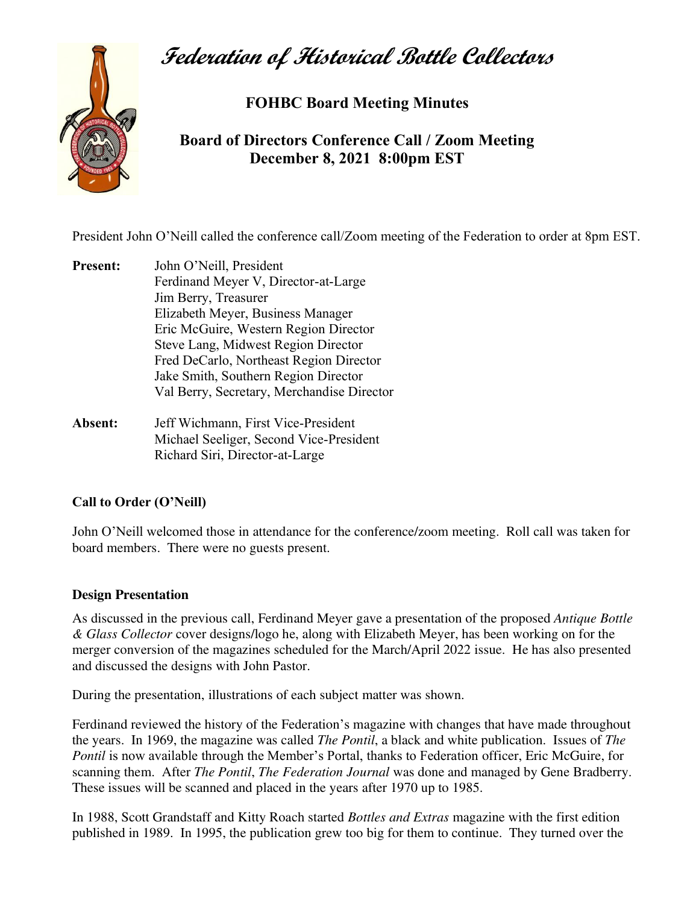# Federation of Historical Bottle Collectors

## FOHBC Board Meeting Minutes

### Board of Directors Conference Call / Zoom Meeting
### December 8, 2021 8:00pm EST

President John O'Neill called the conference call/Zoom meeting of the Federation to order at 8pm EST.

**Present:**
- John O'Neill, President
- Ferdinand Meyer V, Director-at-Large
- Jim Berry, Treasurer
- Elizabeth Meyer, Business Manager
- Eric McGuire, Western Region Director
- Steve Lang, Midwest Region Director
- Fred DeCarlo, Northeast Region Director
- Jake Smith, Southern Region Director
- Val Berry, Secretary, Merchandise Director

**Absent:**
- Jeff Wichmann, First Vice-President
- Michael Seeliger, Second Vice-President
- Richard Siri, Director-at-Large

**Call to Order (O'Neill)**

John O'Neill welcomed those in attendance for the conference/zoom meeting. Roll call was taken for board members. There were no guests present.

**Design Presentation**

As discussed in the previous call, Ferdinand Meyer gave a presentation of the proposed *Antique Bottle & Glass Collector* cover designs/logo he, along with Elizabeth Meyer, has been working on for the merger conversion of the magazines scheduled for the March/April 2022 issue. He has also presented and discussed the designs with John Pastor.

During the presentation, illustrations of each subject matter was shown.

Ferdinand reviewed the history of the Federation's magazine with changes that have made throughout the years. In 1969, the magazine was called *The Pontil*, a black and white publication. Issues of *The Pontil* is now available through the Member's Portal, thanks to Federation officer, Eric McGuire, for scanning them. After *The Pontil*, *The Federation Journal* was done and managed by Gene Bradberry. These issues will be scanned and placed in the years after 1970 up to 1985.

In 1988, Scott Grandstaff and Kitty Roach started *Bottles and Extras* magazine with the first edition published in 1989. In 1995, the publication grew too big for them to continue. They turned over the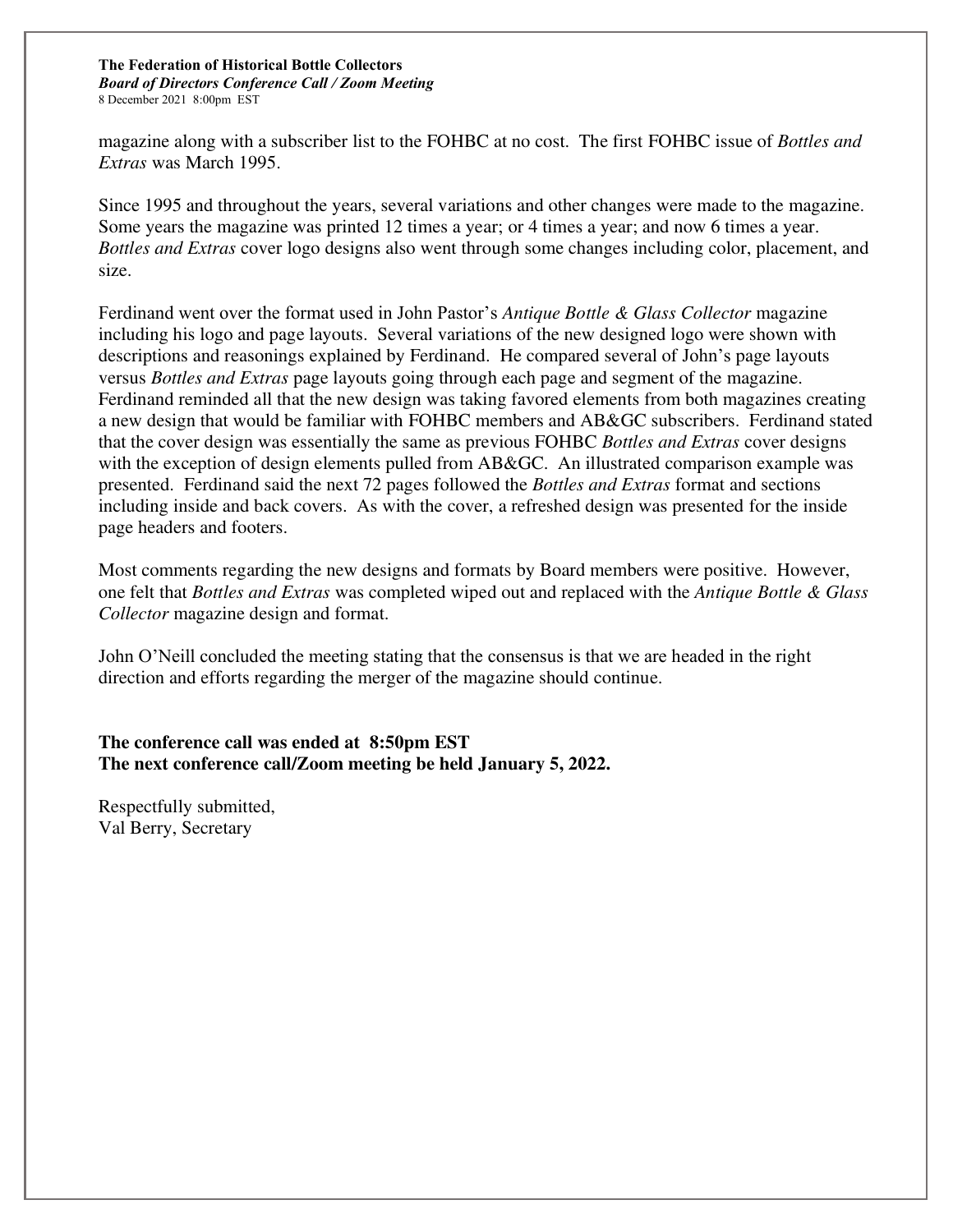magazine along with a subscriber list to the FOHBC at no cost. The first FOHBC issue of *Bottles and Extras* was March 1995.

Since 1995 and throughout the years, several variations and other changes were made to the magazine. Some years the magazine was printed 12 times a year; or 4 times a year; and now 6 times a year. *Bottles and Extras* cover logo designs also went through some changes including color, placement, and size.

Ferdinand went over the format used in John Pastor's *Antique Bottle & Glass Collector* magazine including his logo and page layouts. Several variations of the new designed logo were shown with descriptions and reasonings explained by Ferdinand. He compared several of John's page layouts versus *Bottles and Extras* page layouts going through each page and segment of the magazine. Ferdinand reminded all that the new design was taking favored elements from both magazines creating a new design that would be familiar with FOHBC members and AB&GC subscribers. Ferdinand stated that the cover design was essentially the same as previous FOHBC *Bottles and Extras* cover designs with the exception of design elements pulled from AB&GC. An illustrated comparison example was presented. Ferdinand said the next 72 pages followed the *Bottles and Extras* format and sections including inside and back covers. As with the cover, a refreshed design was presented for the inside page headers and footers.

Most comments regarding the new designs and formats by Board members were positive. However, one felt that *Bottles and Extras* was completed wiped out and replaced with the *Antique Bottle & Glass Collector* magazine design and format.

John O'Neill concluded the meeting stating that the consensus is that we are headed in the right direction and efforts regarding the merger of the magazine should continue.

**The conference call was ended at 8:50pm EST**
**The next conference call/Zoom meeting be held January 5, 2022.**

Respectfully submitted,
Val Berry, Secretary